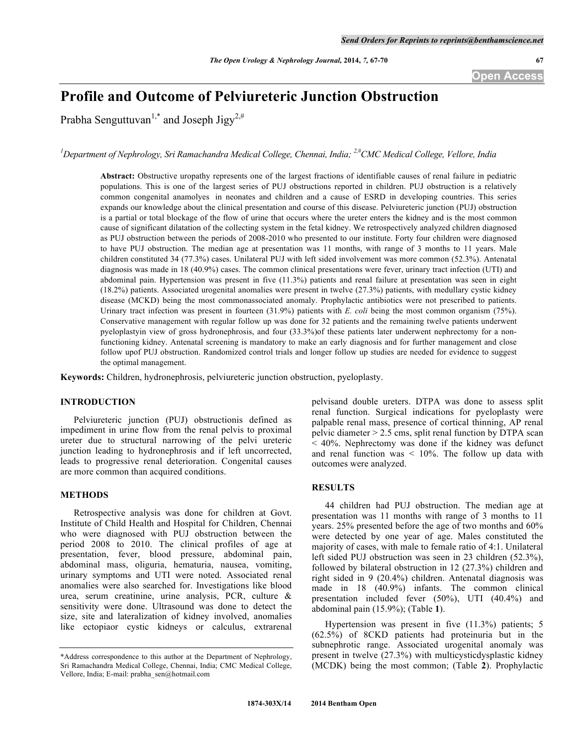# Profile and Outcome of Pelviureteric Junction Obstruction

Prabha Senguttuvan[1,*] and Joseph Jigy[2,#]

[1]Department of Nephrology, Sri Ramachandra Medical College, Chennai, India; [2,#]CMC Medical College, Vellore, India

**Abstract:** Obstructive uropathy represents one of the largest fractions of identifiable causes of renal failure in pediatric populations. This is one of the largest series of PUJ obstructions reported in children. PUJ obstruction is a relatively common congenital anamolyes in neonates and children and a cause of ESRD in developing countries. This series expands our knowledge about the clinical presentation and course of this disease. Pelviureteric junction (PUJ) obstruction is a partial or total blockage of the flow of urine that occurs where the ureter enters the kidney and is the most common cause of significant dilatation of the collecting system in the fetal kidney. We retrospectively analyzed children diagnosed as PUJ obstruction between the periods of 2008-2010 who presented to our institute. Forty four children were diagnosed to have PUJ obstruction. The median age at presentation was 11 months, with range of 3 months to 11 years. Male children constituted 34 (77.3%) cases. Unilateral PUJ with left sided involvement was more common (52.3%). Antenatal diagnosis was made in 18 (40.9%) cases. The common clinical presentations were fever, urinary tract infection (UTI) and abdominal pain. Hypertension was present in five (11.3%) patients and renal failure at presentation was seen in eight (18.2%) patients. Associated urogenital anomalies were present in twelve (27.3%) patients, with medullary cystic kidney disease (MCKD) being the most commonassociated anomaly. Prophylactic antibiotics were not prescribed to patients. Urinary tract infection was present in fourteen (31.9%) patients with *E. coli* being the most common organism (75%). Conservative management with regular follow up was done for 32 patients and the remaining twelve patients underwent pyeloplastyin view of gross hydronephrosis, and four (33.3%)of these patients later underwent nephrectomy for a non-functioning kidney. Antenatal screening is mandatory to make an early diagnosis and for further management and close follow upof PUJ obstruction. Randomized control trials and longer follow up studies are needed for evidence to suggest the optimal management.

**Keywords:** Children, hydronephrosis, pelviureteric junction obstruction, pyeloplasty.

## INTRODUCTION

Pelviureteric junction (PUJ) obstructionis defined as impediment in urine flow from the renal pelvis to proximal ureter due to structural narrowing of the pelvi ureteric junction leading to hydronephrosis and if left uncorrected, leads to progressive renal deterioration. Congenital causes are more common than acquired conditions.

## METHODS

Retrospective analysis was done for children at Govt. Institute of Child Health and Hospital for Children, Chennai who were diagnosed with PUJ obstruction between the period 2008 to 2010. The clinical profiles of age at presentation, fever, blood pressure, abdominal pain, abdominal mass, oliguria, hematuria, nausea, vomiting, urinary symptoms and UTI were noted. Associated renal anomalies were also searched for. Investigations like blood urea, serum creatinine, urine analysis, PCR, culture & sensitivity were done. Ultrasound was done to detect the size, site and lateralization of kidney involved, anomalies like ectopiaor cystic kidneys or calculus, extrarenal pelvisand double ureters. DTPA was done to assess split renal function. Surgical indications for pyeloplasty were palpable renal mass, presence of cortical thinning, AP renal pelvic diameter > 2.5 cms, split renal function by DTPA scan < 40%. Nephrectomy was done if the kidney was defunct and renal function was < 10%. The follow up data with outcomes were analyzed.

## RESULTS

44 children had PUJ obstruction. The median age at presentation was 11 months with range of 3 months to 11 years. 25% presented before the age of two months and 60% were detected by one year of age. Males constituted the majority of cases, with male to female ratio of 4:1. Unilateral left sided PUJ obstruction was seen in 23 children (52.3%), followed by bilateral obstruction in 12 (27.3%) children and right sided in 9 (20.4%) children. Antenatal diagnosis was made in 18 (40.9%) infants. The common clinical presentation included fever (50%), UTI (40.4%) and abdominal pain (15.9%); (Table **1**).

Hypertension was present in five (11.3%) patients; 5 (62.5%) of 8CKD patients had proteinuria but in the subnephrotic range. Associated urogenital anomaly was present in twelve (27.3%) with multicysticdysplastic kidney (MCDK) being the most common; (Table **2**). Prophylactic

*Address correspondence to this author at the Department of Nephrology, Sri Ramachandra Medical College, Chennai, India; CMC Medical College, Vellore, India; E-mail: prabha_sen@hotmail.com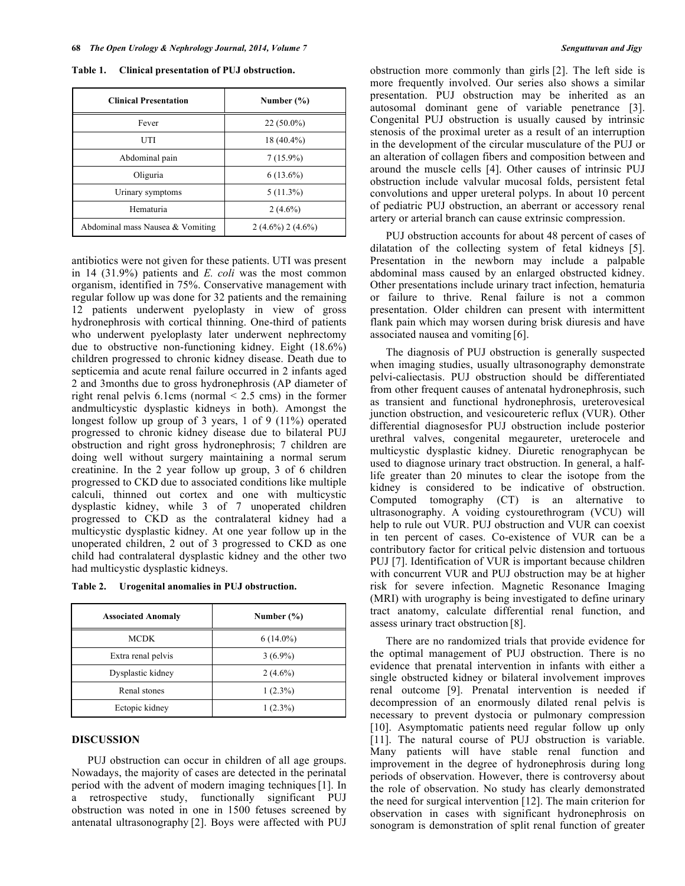**Table 1. Clinical presentation of PUJ obstruction.**

| Clinical Presentation | Number (%) |
|---|---|
| Fever | 22 (50.0%) |
| UTI | 18 (40.4%) |
| Abdominal pain | 7 (15.9%) |
| Oliguria | 6 (13.6%) |
| Urinary symptoms | 5 (11.3%) |
| Hematuria | 2 (4.6%) |
| Abdominal mass Nausea & Vomiting | 2 (4.6%) 2 (4.6%) |

antibiotics were not given for these patients. UTI was present in 14 (31.9%) patients and *E. coli* was the most common organism, identified in 75%. Conservative management with regular follow up was done for 32 patients and the remaining 12 patients underwent pyeloplasty in view of gross hydronephrosis with cortical thinning. One-third of patients who underwent pyeloplasty later underwent nephrectomy due to obstructive non-functioning kidney. Eight (18.6%) children progressed to chronic kidney disease. Death due to septicemia and acute renal failure occurred in 2 infants aged 2 and 3months due to gross hydronephrosis (AP diameter of right renal pelvis 6.1cms (normal < 2.5 cms) in the former andmulticystic dysplastic kidneys in both). Amongst the longest follow up group of 3 years, 1 of 9 (11%) operated progressed to chronic kidney disease due to bilateral PUJ obstruction and right gross hydronephrosis; 7 children are doing well without surgery maintaining a normal serum creatinine. In the 2 year follow up group, 3 of 6 children progressed to CKD due to associated conditions like multiple calculi, thinned out cortex and one with multicystic dysplastic kidney, while 3 of 7 unoperated children progressed to CKD as the contralateral kidney had a multicystic dysplastic kidney. At one year follow up in the unoperated children, 2 out of 3 progressed to CKD as one child had contralateral dysplastic kidney and the other two had multicystic dysplastic kidneys.

**Table 2. Urogenital anomalies in PUJ obstruction.**

| Associated Anomaly | Number (%) |
|---|---|
| MCDK | 6 (14.0%) |
| Extra renal pelvis | 3 (6.9%) |
| Dysplastic kidney | 2 (4.6%) |
| Renal stones | 1 (2.3%) |
| Ectopic kidney | 1 (2.3%) |

## DISCUSSION

PUJ obstruction can occur in children of all age groups. Nowadays, the majority of cases are detected in the perinatal period with the advent of modern imaging techniques [1]. In a retrospective study, functionally significant PUJ obstruction was noted in one in 1500 fetuses screened by antenatal ultrasonography [2]. Boys were affected with PUJ obstruction more commonly than girls [2]. The left side is more frequently involved. Our series also shows a similar presentation. PUJ obstruction may be inherited as an autosomal dominant gene of variable penetrance [3]. Congenital PUJ obstruction is usually caused by intrinsic stenosis of the proximal ureter as a result of an interruption in the development of the circular musculature of the PUJ or an alteration of collagen fibers and composition between and around the muscle cells [4]. Other causes of intrinsic PUJ obstruction include valvular mucosal folds, persistent fetal convolutions and upper ureteral polyps. In about 10 percent of pediatric PUJ obstruction, an aberrant or accessory renal artery or arterial branch can cause extrinsic compression.

PUJ obstruction accounts for about 48 percent of cases of dilatation of the collecting system of fetal kidneys [5]. Presentation in the newborn may include a palpable abdominal mass caused by an enlarged obstructed kidney. Other presentations include urinary tract infection, hematuria or failure to thrive. Renal failure is not a common presentation. Older children can present with intermittent flank pain which may worsen during brisk diuresis and have associated nausea and vomiting [6].

The diagnosis of PUJ obstruction is generally suspected when imaging studies, usually ultrasonography demonstrate pelvi-caliectasis. PUJ obstruction should be differentiated from other frequent causes of antenatal hydronephrosis, such as transient and functional hydronephrosis, ureterovesical junction obstruction, and vesicoureteric reflux (VUR). Other differential diagnosesfor PUJ obstruction include posterior urethral valves, congenital megaureter, ureterocele and multicystic dysplastic kidney. Diuretic renographycan be used to diagnose urinary tract obstruction. In general, a half-life greater than 20 minutes to clear the isotope from the kidney is considered to be indicative of obstruction. Computed tomography (CT) is an alternative to ultrasonography. A voiding cystourethrogram (VCU) will help to rule out VUR. PUJ obstruction and VUR can coexist in ten percent of cases. Co-existence of VUR can be a contributory factor for critical pelvic distension and tortuous PUJ [7]. Identification of VUR is important because children with concurrent VUR and PUJ obstruction may be at higher risk for severe infection. Magnetic Resonance Imaging (MRI) with urography is being investigated to define urinary tract anatomy, calculate differential renal function, and assess urinary tract obstruction [8].

There are no randomized trials that provide evidence for the optimal management of PUJ obstruction. There is no evidence that prenatal intervention in infants with either a single obstructed kidney or bilateral involvement improves renal outcome [9]. Prenatal intervention is needed if decompression of an enormously dilated renal pelvis is necessary to prevent dystocia or pulmonary compression [10]. Asymptomatic patients need regular follow up only [11]. The natural course of PUJ obstruction is variable. Many patients will have stable renal function and improvement in the degree of hydronephrosis during long periods of observation. However, there is controversy about the role of observation. No study has clearly demonstrated the need for surgical intervention [12]. The main criterion for observation in cases with significant hydronephrosis on sonogram is demonstration of split renal function of greater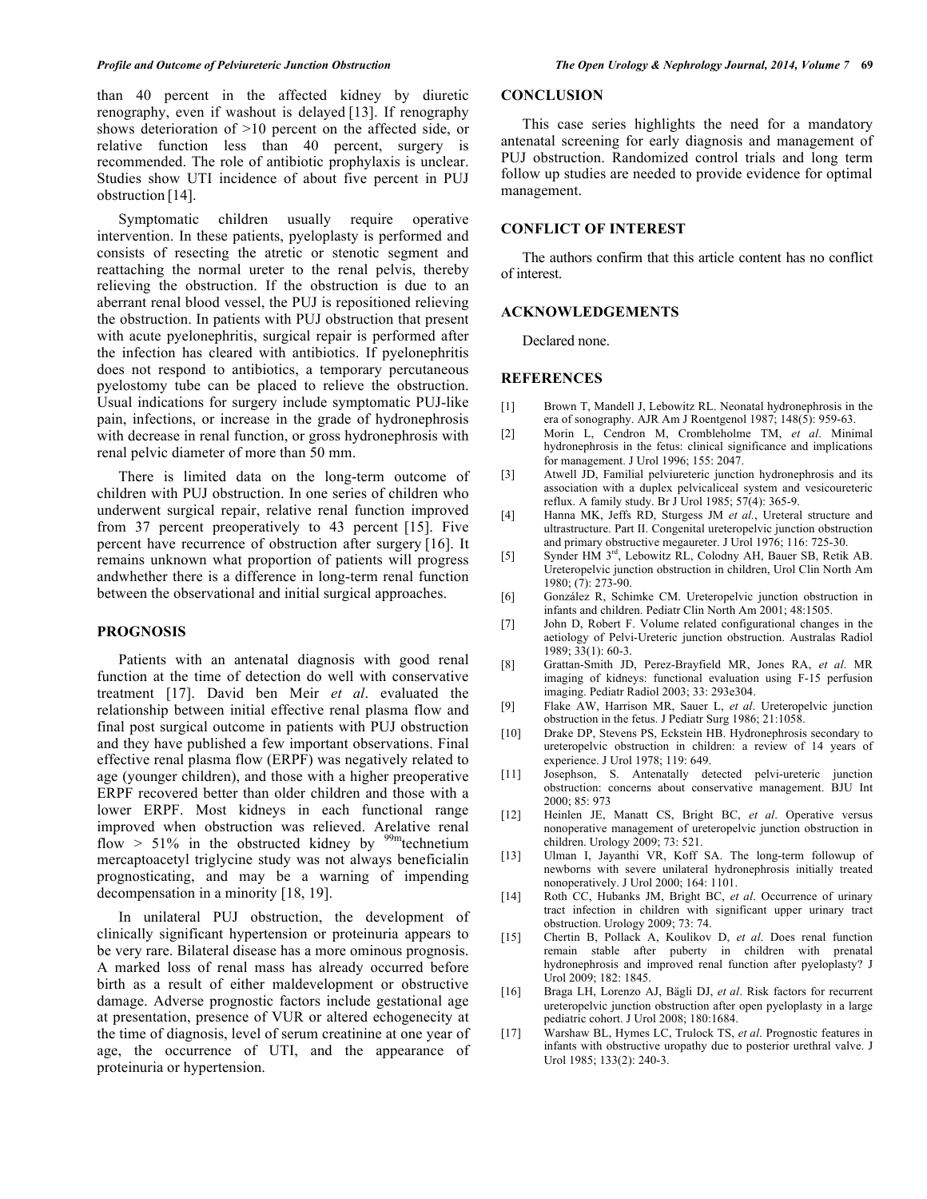than 40 percent in the affected kidney by diuretic renography, even if washout is delayed [13]. If renography shows deterioration of >10 percent on the affected side, or relative function less than 40 percent, surgery is recommended. The role of antibiotic prophylaxis is unclear. Studies show UTI incidence of about five percent in PUJ obstruction [14].

Symptomatic children usually require operative intervention. In these patients, pyeloplasty is performed and consists of resecting the atretic or stenotic segment and reattaching the normal ureter to the renal pelvis, thereby relieving the obstruction. If the obstruction is due to an aberrant renal blood vessel, the PUJ is repositioned relieving the obstruction. In patients with PUJ obstruction that present with acute pyelonephritis, surgical repair is performed after the infection has cleared with antibiotics. If pyelonephritis does not respond to antibiotics, a temporary percutaneous pyelostomy tube can be placed to relieve the obstruction. Usual indications for surgery include symptomatic PUJ-like pain, infections, or increase in the grade of hydronephrosis with decrease in renal function, or gross hydronephrosis with renal pelvic diameter of more than 50 mm.

There is limited data on the long-term outcome of children with PUJ obstruction. In one series of children who underwent surgical repair, relative renal function improved from 37 percent preoperatively to 43 percent [15]. Five percent have recurrence of obstruction after surgery [16]. It remains unknown what proportion of patients will progress andwhether there is a difference in long-term renal function between the observational and initial surgical approaches.

## PROGNOSIS

Patients with an antenatal diagnosis with good renal function at the time of detection do well with conservative treatment [17]. David ben Meir *et al*. evaluated the relationship between initial effective renal plasma flow and final post surgical outcome in patients with PUJ obstruction and they have published a few important observations. Final effective renal plasma flow (ERPF) was negatively related to age (younger children), and those with a higher preoperative ERPF recovered better than older children and those with a lower ERPF. Most kidneys in each functional range improved when obstruction was relieved. Arelative renal flow > 51% in the obstructed kidney by $^{99m}$technetium mercaptoacetyl triglycine study was not always beneficialin prognosticating, and may be a warning of impending decompensation in a minority [18, 19].

In unilateral PUJ obstruction, the development of clinically significant hypertension or proteinuria appears to be very rare. Bilateral disease has a more ominous prognosis. A marked loss of renal mass has already occurred before birth as a result of either maldevelopment or obstructive damage. Adverse prognostic factors include gestational age at presentation, presence of VUR or altered echogenecity at the time of diagnosis, level of serum creatinine at one year of age, the occurrence of UTI, and the appearance of proteinuria or hypertension.

## CONCLUSION

This case series highlights the need for a mandatory antenatal screening for early diagnosis and management of PUJ obstruction. Randomized control trials and long term follow up studies are needed to provide evidence for optimal management.

## CONFLICT OF INTEREST

The authors confirm that this article content has no conflict of interest.

## ACKNOWLEDGEMENTS

Declared none.

## REFERENCES

[1] Brown T, Mandell J, Lebowitz RL. Neonatal hydronephrosis in the era of sonography. AJR Am J Roentgenol 1987; 148(5): 959-63.

[2] Morin L, Cendron M, Crombleholme TM, *et al*. Minimal hydronephrosis in the fetus: clinical significance and implications for management. J Urol 1996; 155: 2047.

[3] Atwell JD, Familial pelviureteric junction hydronephrosis and its association with a duplex pelvicaliceal system and vesicoureteric reflux. A family study. Br J Urol 1985; 57(4): 365-9.

[4] Hanna MK, Jeffs RD, Sturgess JM *et al.*, Ureteral structure and ultrastructure. Part II. Congenital ureteropelvic junction obstruction and primary obstructive megaureter. J Urol 1976; 116: 725-30.

[5] Synder HM 3rd, Lebowitz RL, Colodny AH, Bauer SB, Retik AB. Ureteropelvic junction obstruction in children, Urol Clin North Am 1980; (7): 273-90.

[6] González R, Schimke CM. Ureteropelvic junction obstruction in infants and children. Pediatr Clin North Am 2001; 48:1505.

[7] John D, Robert F. Volume related configurational changes in the aetiology of Pelvi-Ureteric junction obstruction. Australas Radiol 1989; 33(1): 60-3.

[8] Grattan-Smith JD, Perez-Brayfield MR, Jones RA, *et al*. MR imaging of kidneys: functional evaluation using F-15 perfusion imaging. Pediatr Radiol 2003; 33: 293e304.

[9] Flake AW, Harrison MR, Sauer L, *et al*. Ureteropelvic junction obstruction in the fetus. J Pediatr Surg 1986; 21:1058.

[10] Drake DP, Stevens PS, Eckstein HB. Hydronephrosis secondary to ureteropelvic obstruction in children: a review of 14 years of experience. J Urol 1978; 119: 649.

[11] Josephson, S. Antenatally detected pelvi-ureteric junction obstruction: concerns about conservative management. BJU Int 2000; 85: 973

[12] Heinlen JE, Manatt CS, Bright BC, *et al*. Operative versus nonoperative management of ureteropelvic junction obstruction in children. Urology 2009; 73: 521.

[13] Ulman I, Jayanthi VR, Koff SA. The long-term followup of newborns with severe unilateral hydronephrosis initially treated nonoperatively. J Urol 2000; 164: 1101.

[14] Roth CC, Hubanks JM, Bright BC, *et al*. Occurrence of urinary tract infection in children with significant upper urinary tract obstruction. Urology 2009; 73: 74.

[15] Chertin B, Pollack A, Koulikov D, *et al.* Does renal function remain stable after puberty in children with prenatal hydronephrosis and improved renal function after pyeloplasty? J Urol 2009; 182: 1845.

[16] Braga LH, Lorenzo AJ, Bägli DJ, *et al*. Risk factors for recurrent ureteropelvic junction obstruction after open pyeloplasty in a large pediatric cohort. J Urol 2008; 180:1684.

[17] Warshaw BL, Hymes LC, Trulock TS, *et al*. Prognostic features in infants with obstructive uropathy due to posterior urethral valve. J Urol 1985; 133(2): 240-3.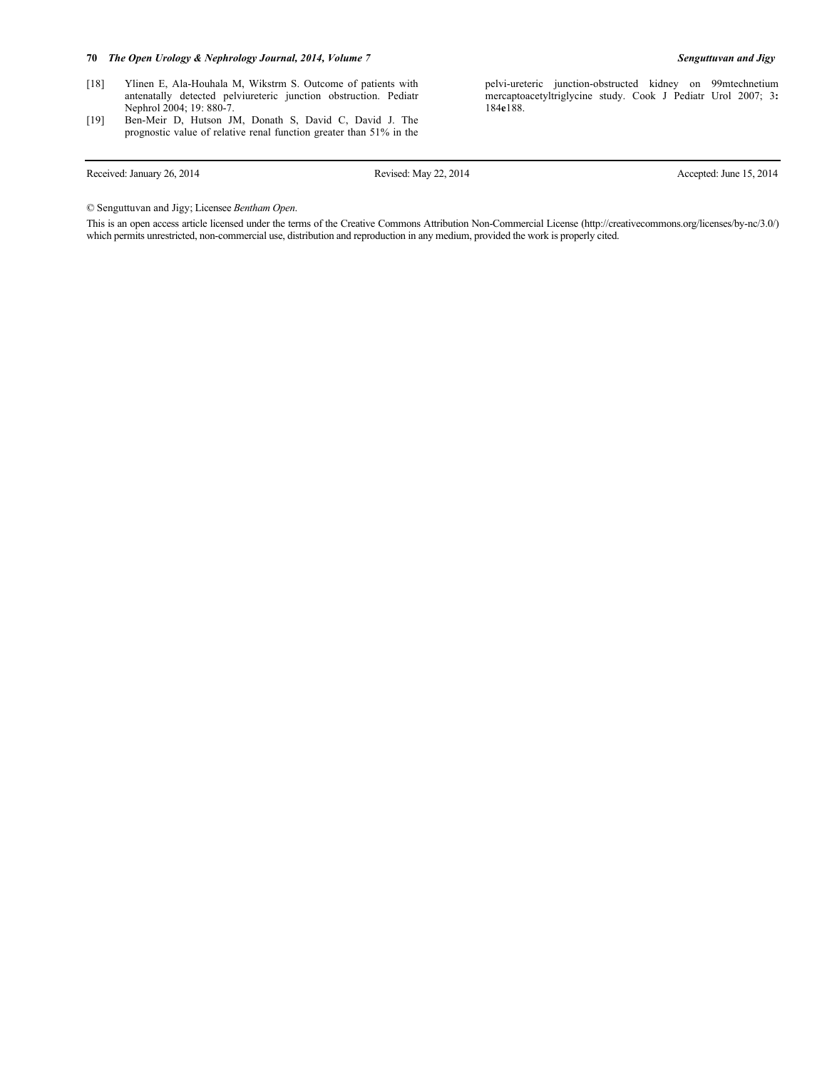[18] Ylinen E, Ala-Houhala M, Wikstrm S. Outcome of patients with antenatally detected pelviureteric junction obstruction. Pediatr Nephrol 2004; 19: 880-7.

[19] Ben-Meir D, Hutson JM, Donath S, David C, David J. The prognostic value of relative renal function greater than 51% in the pelvi-ureteric junction-obstructed kidney on 99mtechnetium mercaptoacetyltriglycine study. Cook J Pediatr Urol 2007; 3: 184e188.

Received: January 26, 2014 | Revised: May 22, 2014 | Accepted: June 15, 2014

© Senguttuvan and Jigy; Licensee *Bentham Open*.

This is an open access article licensed under the terms of the Creative Commons Attribution Non-Commercial License (http://creativecommons.org/licenses/by-nc/3.0/) which permits unrestricted, non-commercial use, distribution and reproduction in any medium, provided the work is properly cited.